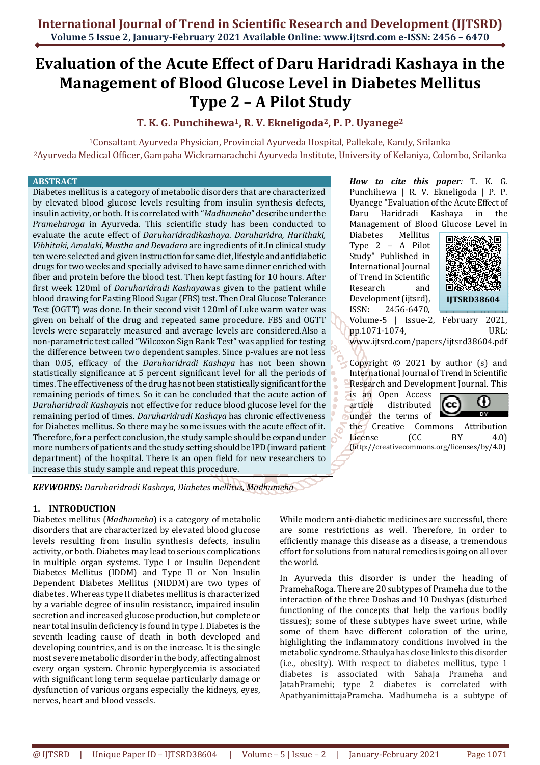# Evaluation of the Acute Effect of Daru Haridradi Kashaya in the Management of Blood Glucose Level in Diabetes Mellitus Type 2 – A Pilot Study

**T. K. G. Punchihewa[1], R. V. Ekneligoda[2], P. P. Uyanege[2]**

[1]Consaltant Ayurveda Physician, Provincial Ayurveda Hospital, Pallekale, Kandy, Srilanka
[2]Ayurveda Medical Officer, Gampaha Wickramarachchi Ayurveda Institute, University of Kelaniya, Colombo, Srilanka

## ABSTRACT

Diabetes mellitus is a category of metabolic disorders that are characterized by elevated blood glucose levels resulting from insulin synthesis defects, insulin activity, or both. It is correlated with "*Madhumeha*" describe under the *Prameharoga* in Ayurveda. This scientific study has been conducted to evaluate the acute effect of *Daruharidradikashaya*. *Daruharidra, Harithaki, Vibhitaki, Amalaki, Mustha and Devadara* are ingredients of it.In clinical study ten were selected and given instruction for same diet, lifestyle and antidiabetic drugs for two weeks and specially advised to have same dinner enriched with fiber and protein before the blood test. Then kept fasting for 10 hours. After first week 120ml of *Daruharidradi Kashaya*was given to the patient while blood drawing for Fasting Blood Sugar (FBS) test. Then Oral Glucose Tolerance Test (OGTT) was done. In their second visit 120ml of Luke warm water was given on behalf of the drug and repeated same procedure. FBS and OGTT levels were separately measured and average levels are considered.Also a non-parametric test called "Wilcoxon Sign Rank Test" was applied for testing the difference between two dependent samples. Since p-values are not less than 0.05, efficacy of the *Daruharidradi Kashaya* has not been shown statistically significant at 5 percent significant level for all the periods of times. The effectiveness of the drug has not been statistically significant for the remaining periods of times. So it can be concluded that the acute action of *Daruharidradi Kashaya*is not effective for reduce blood glucose level for the remaining period of times. *Daruharidradi Kashaya* has chronic effectiveness for Diabetes mellitus. So there may be some issues with the acute effect of it. Therefore, for a perfect conclusion, the study sample should be expand under more numbers of patients and the study setting should be IPD (inward patient department) of the hospital. There is an open field for new researchers to increase this study sample and repeat this procedure.

**KEYWORDS:** *Daruharidradi Kashaya, Diabetes mellitus, Madhumeha*

***How to cite this paper:*** T. K. G. Punchihewa | R. V. Ekneligoda | P. P. Uyanege "Evaluation of the Acute Effect of Daru Haridradi Kashaya in the Management of Blood Glucose Level in Diabetes Mellitus Type 2 – A Pilot Study" Published in International Journal of Trend in Scientific Research and Development (ijtsrd), ISSN: 2456-6470, Volume-5 | Issue-2, February 2021, pp.1071-1074, URL: www.ijtsrd.com/papers/ijtsrd38604.pdf

IJTSRD38604

Copyright © 2021 by author (s) and International Journal of Trend in Scientific Research and Development Journal. This is an Open Access article distributed under the terms of the Creative Commons Attribution License (CC BY 4.0) (http://creativecommons.org/licenses/by/4.0)

## 1. INTRODUCTION

Diabetes mellitus (*Madhumeha*) is a category of metabolic disorders that are characterized by elevated blood glucose levels resulting from insulin synthesis defects, insulin activity, or both. Diabetes may lead to serious complications in multiple organ systems. Type I or Insulin Dependent Diabetes Mellitus (IDDM) and Type II or Non Insulin Dependent Diabetes Mellitus (NIDDM) are two types of diabetes . Whereas type II diabetes mellitus is characterized by a variable degree of insulin resistance, impaired insulin secretion and increased glucose production, but complete or near total insulin deficiency is found in type I. Diabetes is the seventh leading cause of death in both developed and developing countries, and is on the increase. It is the single most severe metabolic disorder in the body, affecting almost every organ system. Chronic hyperglycemia is associated with significant long term sequelae particularly damage or dysfunction of various organs especially the kidneys, eyes, nerves, heart and blood vessels.

While modern anti-diabetic medicines are successful, there are some restrictions as well. Therefore, in order to efficiently manage this disease as a disease, a tremendous effort for solutions from natural remedies is going on all over the world.

In Ayurveda this disorder is under the heading of PramehaRoga. There are 20 subtypes of Prameha due to the interaction of the three Doshas and 10 Dushyas (disturbed functioning of the concepts that help the various bodily tissues); some of these subtypes have sweet urine, while some of them have different coloration of the urine, highlighting the inflammatory conditions involved in the metabolic syndrome. Sthaulya has close links to this disorder (i.e., obesity). With respect to diabetes mellitus, type 1 diabetes is associated with Sahaja Prameha and JatahPramehi; type 2 diabetes is correlated with ApathyanimittajaPrameha. Madhumeha is a subtype of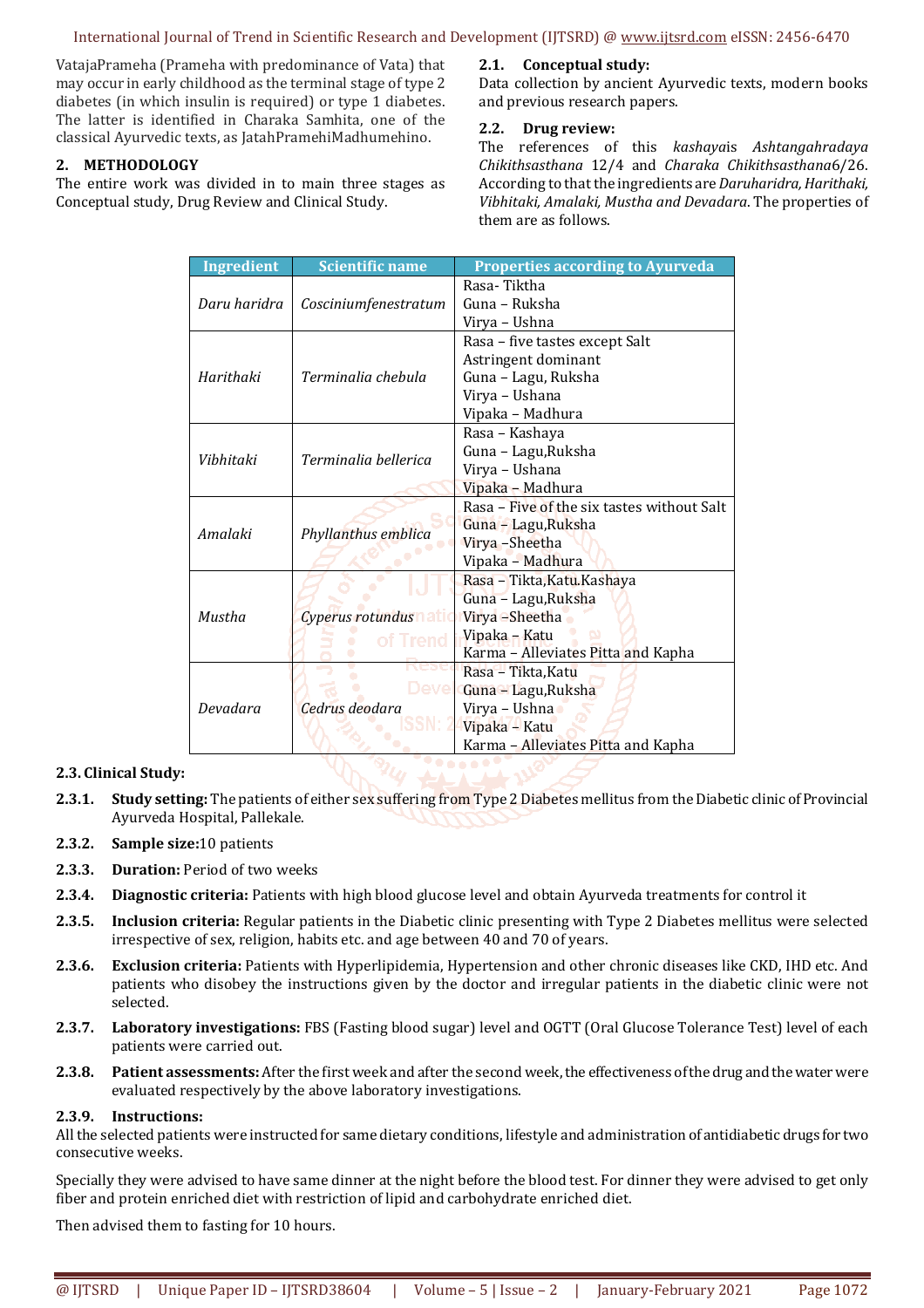VatajaPrameha (Prameha with predominance of Vata) that may occur in early childhood as the terminal stage of type 2 diabetes (in which insulin is required) or type 1 diabetes. The latter is identified in Charaka Samhita, one of the classical Ayurvedic texts, as JatahPramehiMadhumehino.

## 2. METHODOLOGY

The entire work was divided in to main three stages as Conceptual study, Drug Review and Clinical Study.

### 2.1. Conceptual study:

Data collection by ancient Ayurvedic texts, modern books and previous research papers.

### 2.2. Drug review:

The references of this *kashaya*is *Ashtangahradaya Chikithsasthana* 12/4 and *Charaka Chikithsasthana*6/26. According to that the ingredients are *Daruharidra, Harithaki, Vibhitaki, Amalaki, Mustha and Devadara*. The properties of them are as follows.

| Ingredient | Scientific name | Properties according to Ayurveda |
|---|---|---|
| *Daru haridra* | *Cosciniumfenestratum* | Rasa- Tiktha<br>Guna – Ruksha<br>Virya – Ushna |
| *Harithaki* | *Terminalia chebula* | Rasa – five tastes except Salt<br>Astringent dominant<br>Guna – Lagu, Ruksha<br>Virya – Ushana<br>Vipaka – Madhura |
| *Vibhitaki* | *Terminalia bellerica* | Rasa – Kashaya<br>Guna – Lagu,Ruksha<br>Virya – Ushana<br>Vipaka – Madhura |
| *Amalaki* | *Phyllanthus emblica* | Rasa – Five of the six tastes without Salt<br>Guna – Lagu,Ruksha<br>Virya –Sheetha<br>Vipaka – Madhura |
| *Mustha* | *Cyperus rotundus* | Rasa – Tikta,Katu.Kashaya<br>Guna – Lagu,Ruksha<br>Virya –Sheetha<br>Vipaka – Katu<br>Karma – Alleviates Pitta and Kapha |
| *Devadara* | *Cedrus deodara* | Rasa – Tikta,Katu<br>Guna – Lagu,Ruksha<br>Virya – Ushna<br>Vipaka – Katu<br>Karma – Alleviates Pitta and Kapha |

### 2.3. Clinical Study:

- **2.3.1. Study setting:** The patients of either sex suffering from Type 2 Diabetes mellitus from the Diabetic clinic of Provincial Ayurveda Hospital, Pallekale.
- **2.3.2. Sample size:**10 patients
- **2.3.3. Duration:** Period of two weeks
- **2.3.4. Diagnostic criteria:** Patients with high blood glucose level and obtain Ayurveda treatments for control it
- **2.3.5. Inclusion criteria:** Regular patients in the Diabetic clinic presenting with Type 2 Diabetes mellitus were selected irrespective of sex, religion, habits etc. and age between 40 and 70 of years.
- **2.3.6. Exclusion criteria:** Patients with Hyperlipidemia, Hypertension and other chronic diseases like CKD, IHD etc. And patients who disobey the instructions given by the doctor and irregular patients in the diabetic clinic were not selected.
- **2.3.7. Laboratory investigations:** FBS (Fasting blood sugar) level and OGTT (Oral Glucose Tolerance Test) level of each patients were carried out.
- **2.3.8. Patient assessments:** After the first week and after the second week, the effectiveness of the drug and the water were evaluated respectively by the above laboratory investigations.

**2.3.9. Instructions:**

All the selected patients were instructed for same dietary conditions, lifestyle and administration of antidiabetic drugs for two consecutive weeks.

Specially they were advised to have same dinner at the night before the blood test. For dinner they were advised to get only fiber and protein enriched diet with restriction of lipid and carbohydrate enriched diet.

Then advised them to fasting for 10 hours.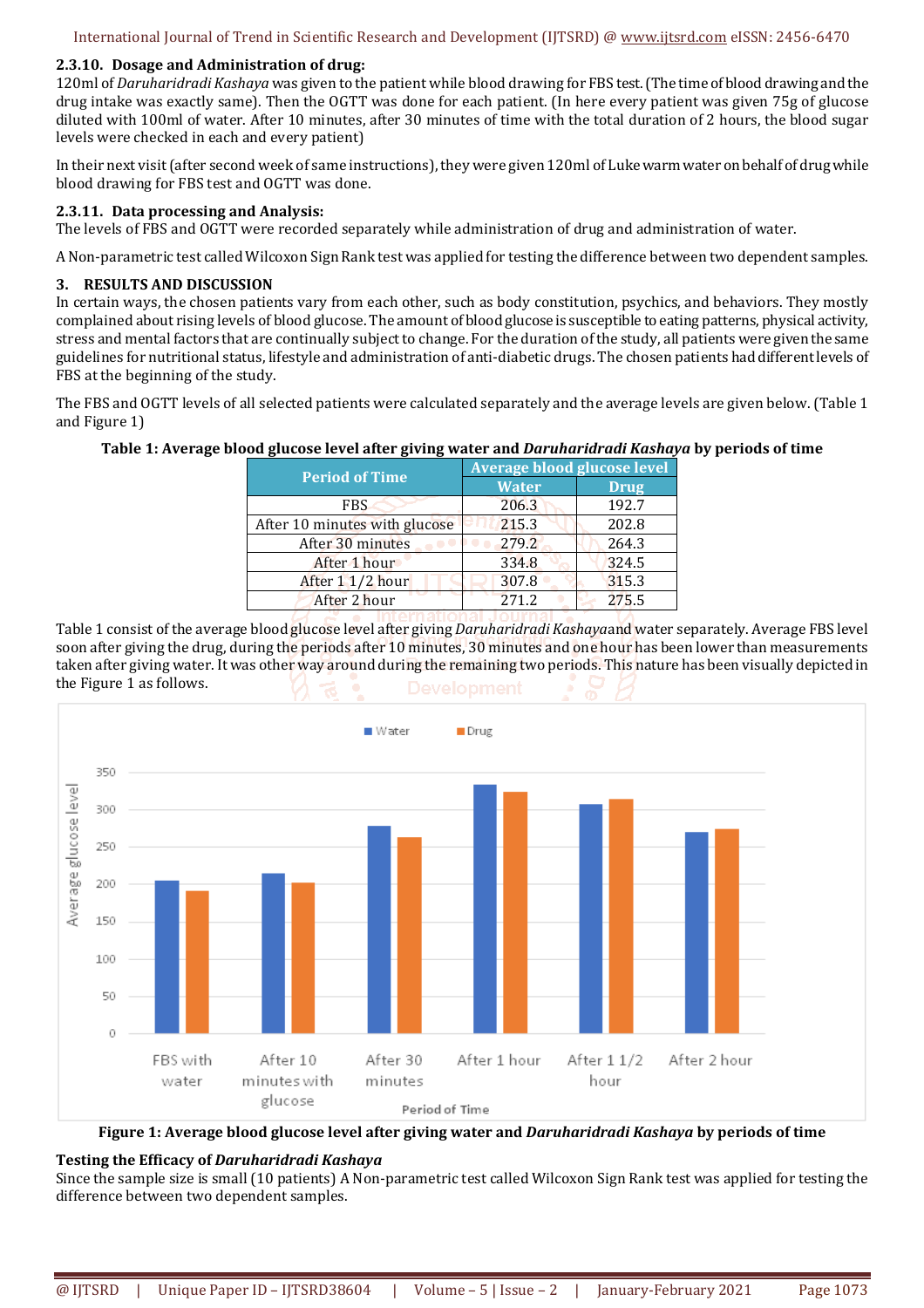#### 2.3.10. Dosage and Administration of drug:

120ml of *Daruharidradi Kashaya* was given to the patient while blood drawing for FBS test. (The time of blood drawing and the drug intake was exactly same). Then the OGTT was done for each patient. (In here every patient was given 75g of glucose diluted with 100ml of water. After 10 minutes, after 30 minutes of time with the total duration of 2 hours, the blood sugar levels were checked in each and every patient)

In their next visit (after second week of same instructions), they were given 120ml of Luke warm water on behalf of drug while blood drawing for FBS test and OGTT was done.

#### 2.3.11. Data processing and Analysis:

The levels of FBS and OGTT were recorded separately while administration of drug and administration of water.

A Non-parametric test called Wilcoxon Sign Rank test was applied for testing the difference between two dependent samples.

## 3. RESULTS AND DISCUSSION

In certain ways, the chosen patients vary from each other, such as body constitution, psychics, and behaviors. They mostly complained about rising levels of blood glucose. The amount of blood glucose is susceptible to eating patterns, physical activity, stress and mental factors that are continually subject to change. For the duration of the study, all patients were given the same guidelines for nutritional status, lifestyle and administration of anti-diabetic drugs. The chosen patients had different levels of FBS at the beginning of the study.

The FBS and OGTT levels of all selected patients were calculated separately and the average levels are given below. (Table 1 and Figure 1)

**Table 1: Average blood glucose level after giving water and *Daruharidradi Kashaya* by periods of time**

| Period of Time | Average blood glucose level | |
|---|---|---|
| | Water | Drug |
| FBS | 206.3 | 192.7 |
| After 10 minutes with glucose | 215.3 | 202.8 |
| After 30 minutes | 279.2 | 264.3 |
| After 1 hour | 334.8 | 324.5 |
| After 1 1/2 hour | 307.8 | 315.3 |
| After 2 hour | 271.2 | 275.5 |

Table 1 consist of the average blood glucose level after giving *Daruharidradi Kashaya*and water separately. Average FBS level soon after giving the drug, during the periods after 10 minutes, 30 minutes and one hour has been lower than measurements taken after giving water. It was other way around during the remaining two periods. This nature has been visually depicted in the Figure 1 as follows.

**Figure 1: Average blood glucose level after giving water and *Daruharidradi Kashaya* by periods of time**

#### Testing the Efficacy of *Daruharidradi Kashaya*

Since the sample size is small (10 patients) A Non-parametric test called Wilcoxon Sign Rank test was applied for testing the difference between two dependent samples.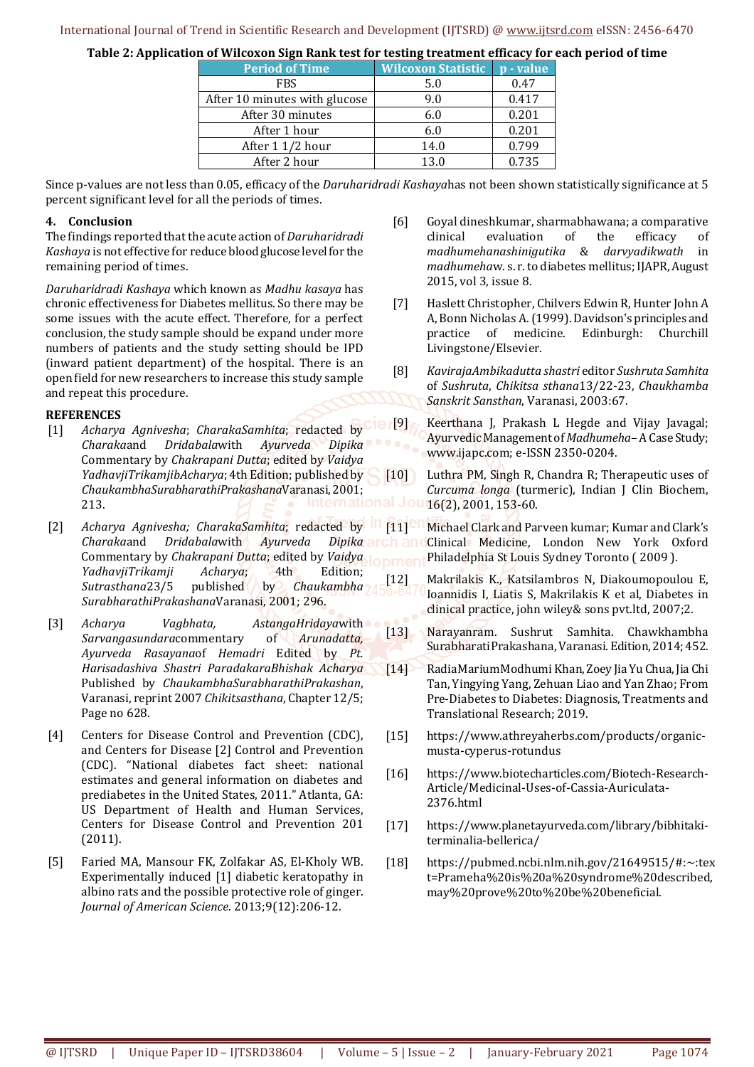**Table 2: Application of Wilcoxon Sign Rank test for testing treatment efficacy for each period of time**

| Period of Time | Wilcoxon Statistic | p - value |
|---|---|---|
| FBS | 5.0 | 0.47 |
| After 10 minutes with glucose | 9.0 | 0.417 |
| After 30 minutes | 6.0 | 0.201 |
| After 1 hour | 6.0 | 0.201 |
| After 1 1/2 hour | 14.0 | 0.799 |
| After 2 hour | 13.0 | 0.735 |

Since p-values are not less than 0.05, efficacy of the *Daruharidradi Kashaya*has not been shown statistically significance at 5 percent significant level for all the periods of times.

## 4. Conclusion

The findings reported that the acute action of *Daruharidradi Kashaya* is not effective for reduce blood glucose level for the remaining period of times.

*Daruharidradi Kashaya* which known as *Madhu kasaya* has chronic effectiveness for Diabetes mellitus. So there may be some issues with the acute effect. Therefore, for a perfect conclusion, the study sample should be expand under more numbers of patients and the study setting should be IPD (inward patient department) of the hospital. There is an open field for new researchers to increase this study sample and repeat this procedure.

## REFERENCES

[1] *Acharya Agnivesha*; *CharakaSamhita*; redacted by *Charaka*and *Dridabala*with *Ayurveda Dipika* Commentary by *Chakrapani Dutta*; edited by *Vaidya YadhavjiTrikamjibAcharya*; 4th Edition; published by *ChaukambhaSurabharathiPrakashana*Varanasi, 2001; 213.

[2] *Acharya Agnivesha; CharakaSamhita*; redacted by *Charaka*and *Dridabala*with *Ayurveda Dipika* Commentary by *Chakrapani Dutta*; edited by *Vaidya YadhavjiTrikamji Acharya*; 4th Edition; *Sutrasthana*23/5 published by *Chaukambha SurabharathiPrakashana*Varanasi, 2001; 296.

[3] *Acharya Vagbhata, AstangaHridaya*with *Sarvangasundara*commentary of *Arunadatta, Ayurveda Rasayana*of *Hemadri* Edited by *Pt. Harisadashiva Shastri ParadakaraBhishak Acharya* Published by *ChaukambhaSurabharathiPrakashan*, Varanasi, reprint 2007 *Chikitsasthana*, Chapter 12/5; Page no 628.

[4] Centers for Disease Control and Prevention (CDC), and Centers for Disease [2] Control and Prevention (CDC). "National diabetes fact sheet: national estimates and general information on diabetes and prediabetes in the United States, 2011." Atlanta, GA: US Department of Health and Human Services, Centers for Disease Control and Prevention 201 (2011).

[5] Faried MA, Mansour FK, Zolfakar AS, El-Kholy WB. Experimentally induced [1] diabetic keratopathy in albino rats and the possible protective role of ginger. *Journal of American Science*. 2013;9(12):206-12.

[6] Goyal dineshkumar, sharmabhawana; a comparative clinical evaluation of the efficacy of *madhumehanashinigutika* & *darvyadikwath* in *madhumeha*w. s. r. to diabetes mellitus; IJAPR, August 2015, vol 3, issue 8.

[7] Haslett Christopher, Chilvers Edwin R, Hunter John A A, Bonn Nicholas A. (1999). Davidson's principles and practice of medicine. Edinburgh: Churchill Livingstone/Elsevier.

[8] *KavirajaAmbikadutta shastri* editor *Sushruta Samhita* of *Sushruta*, *Chikitsa sthana*13/22-23, *Chaukhamba Sanskrit Sansthan*, Varanasi, 2003:67.

[9] Keerthana J, Prakash L Hegde and Vijay Javagal; Ayurvedic Management of *Madhumeha*– A Case Study; www.ijapc.com; e-ISSN 2350-0204.

[10] Luthra PM, Singh R, Chandra R; Therapeutic uses of *Curcuma longa* (turmeric), Indian J Clin Biochem, 16(2), 2001, 153-60.

[11] Michael Clark and Parveen kumar; Kumar and Clark's Clinical Medicine, London New York Oxford Philadelphia St Louis Sydney Toronto ( 2009 ).

[12] Makrilakis K., Katsilambros N, Diakoumopoulou E, Ioannidis I, Liatis S, Makrilakis K et al, Diabetes in clinical practice, john wiley& sons pvt.ltd, 2007;2.

[13] Narayanram. Sushrut Samhita. Chawkhambha SurabharatiPrakashana, Varanasi. Edition, 2014; 452.

[14] RadiaMariumModhumi Khan, Zoey Jia Yu Chua, Jia Chi Tan, Yingying Yang, Zehuan Liao and Yan Zhao; From Pre-Diabetes to Diabetes: Diagnosis, Treatments and Translational Research; 2019.

[15] https://www.athreyaherbs.com/products/organic-musta-cyperus-rotundus

[16] https://www.biotecharticles.com/Biotech-Research-Article/Medicinal-Uses-of-Cassia-Auriculata-2376.html

[17] https://www.planetayurveda.com/library/bibhitaki-terminalia-bellerica/

[18] https://pubmed.ncbi.nlm.nih.gov/21649515/#:~:text=Prameha%20is%20a%20syndrome%20described,may%20prove%20to%20be%20beneficial.